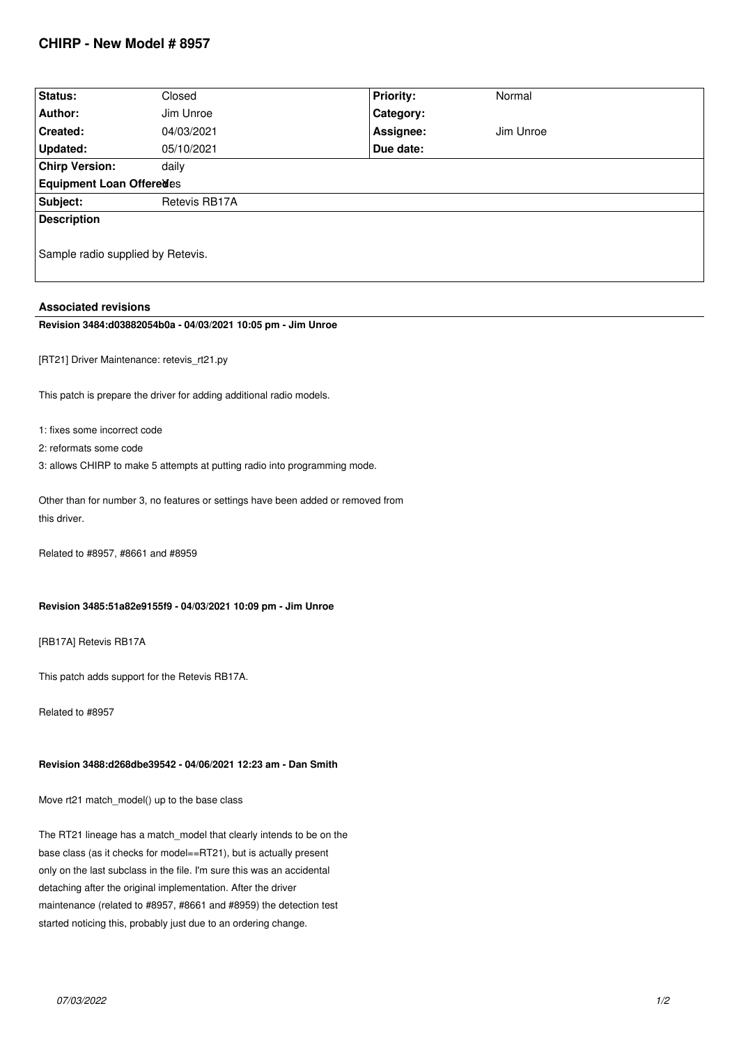# CHIRP - New Model # 8957

| Status: | Closed | Priority: | Normal |
|---|---|---|---|
| Author: | Jim Unroe | Category: | |
| Created: | 04/03/2021 | Assignee: | Jim Unroe |
| Updated: | 05/10/2021 | Due date: | |
| Chirp Version: | daily | | |
| Equipment Loan Offered: | Yes | | |
| Subject: | Retevis RB17A | | |

**Description**

Sample radio supplied by Retevis.

## Associated revisions

### Revision 3484:d03882054b0a - 04/03/2021 10:05 pm - Jim Unroe

[RT21] Driver Maintenance: retevis_rt21.py

This patch is prepare the driver for adding additional radio models.

1: fixes some incorrect code
2: reformats some code
3: allows CHIRP to make 5 attempts at putting radio into programming mode.

Other than for number 3, no features or settings have been added or removed from this driver.

Related to #8957, #8661 and #8959

### Revision 3485:51a82e9155f9 - 04/03/2021 10:09 pm - Jim Unroe

[RB17A] Retevis RB17A

This patch adds support for the Retevis RB17A.

Related to #8957

### Revision 3488:d268dbe39542 - 04/06/2021 12:23 am - Dan Smith

Move rt21 match_model() up to the base class

The RT21 lineage has a match_model that clearly intends to be on the base class (as it checks for model==RT21), but is actually present only on the last subclass in the file. I'm sure this was an accidental detaching after the original implementation. After the driver maintenance (related to #8957, #8661 and #8959) the detection test started noticing this, probably just due to an ordering change.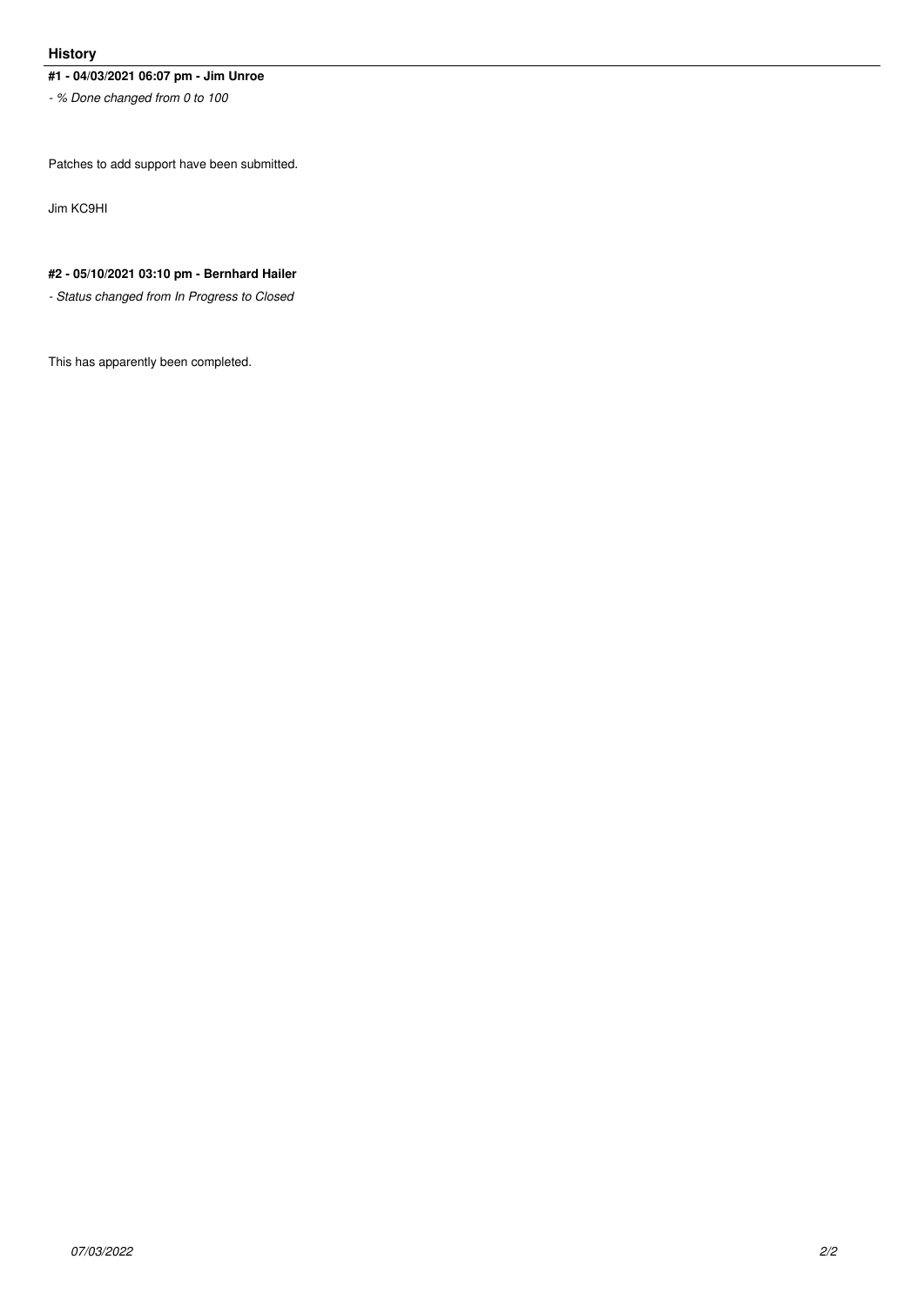## History

#### #1 - 04/03/2021 06:07 pm - Jim Unroe

*- % Done changed from 0 to 100*

Patches to add support have been submitted.

Jim KC9HI

#### #2 - 05/10/2021 03:10 pm - Bernhard Hailer

*- Status changed from In Progress to Closed*

This has apparently been completed.